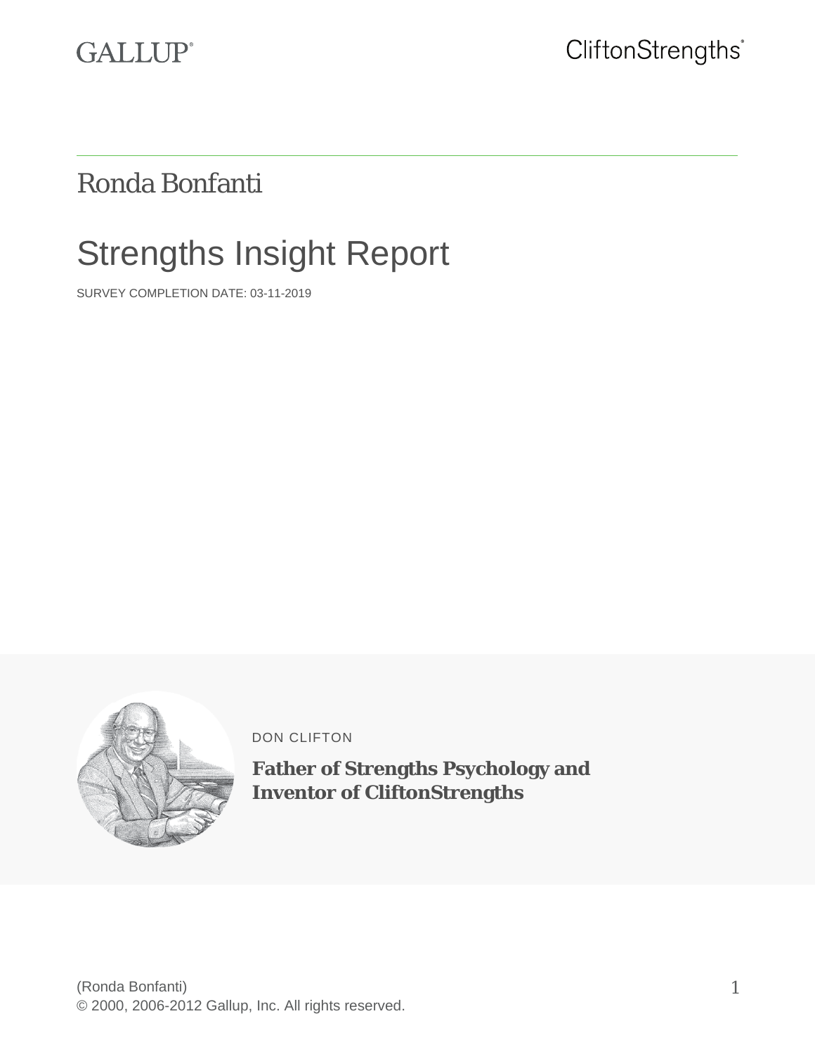GALLUP®

CliftonStrengths®

Ronda Bonfanti

# Strengths Insight Report

SURVEY COMPLETION DATE: 03-11-2019

DON CLIFTON

**Father of Strengths Psychology and Inventor of CliftonStrengths**

(Ronda Bonfanti)
© 2000, 2006-2012 Gallup, Inc. All rights reserved.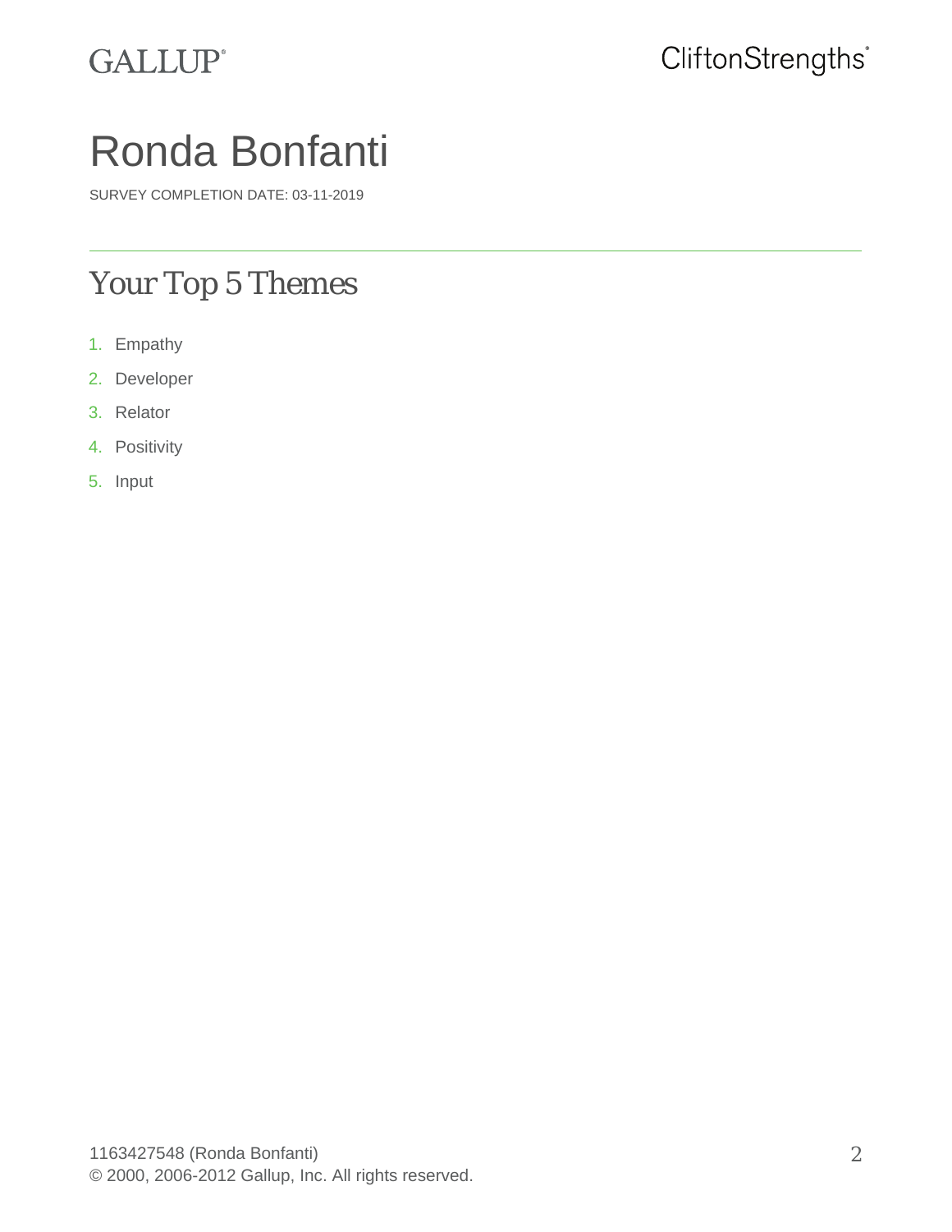# Ronda Bonfanti

SURVEY COMPLETION DATE: 03-11-2019

---

## Your Top 5 Themes

1. Empathy
2. Developer
3. Relator
4. Positivity
5. Input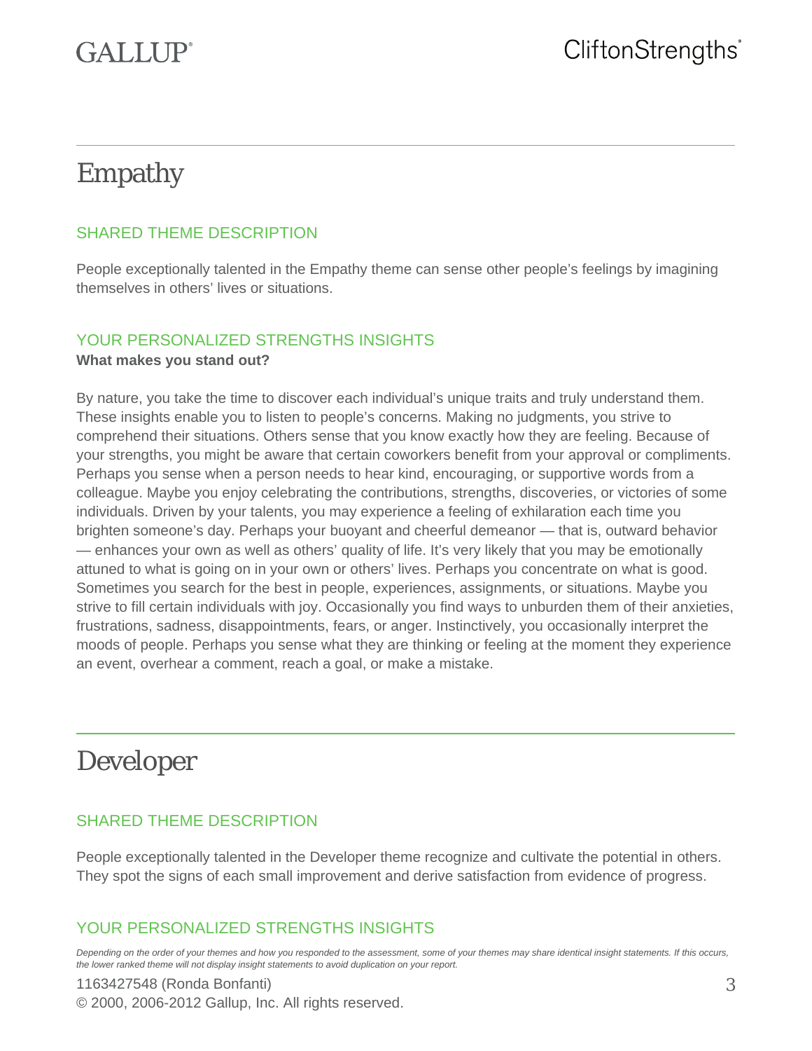# Empathy

## SHARED THEME DESCRIPTION

People exceptionally talented in the Empathy theme can sense other people's feelings by imagining themselves in others' lives or situations.

## YOUR PERSONALIZED STRENGTHS INSIGHTS

**What makes you stand out?**

By nature, you take the time to discover each individual's unique traits and truly understand them. These insights enable you to listen to people's concerns. Making no judgments, you strive to comprehend their situations. Others sense that you know exactly how they are feeling. Because of your strengths, you might be aware that certain coworkers benefit from your approval or compliments. Perhaps you sense when a person needs to hear kind, encouraging, or supportive words from a colleague. Maybe you enjoy celebrating the contributions, strengths, discoveries, or victories of some individuals. Driven by your talents, you may experience a feeling of exhilaration each time you brighten someone's day. Perhaps your buoyant and cheerful demeanor — that is, outward behavior — enhances your own as well as others' quality of life. It's very likely that you may be emotionally attuned to what is going on in your own or others' lives. Perhaps you concentrate on what is good. Sometimes you search for the best in people, experiences, assignments, or situations. Maybe you strive to fill certain individuals with joy. Occasionally you find ways to unburden them of their anxieties, frustrations, sadness, disappointments, fears, or anger. Instinctively, you occasionally interpret the moods of people. Perhaps you sense what they are thinking or feeling at the moment they experience an event, overhear a comment, reach a goal, or make a mistake.

# Developer

## SHARED THEME DESCRIPTION

People exceptionally talented in the Developer theme recognize and cultivate the potential in others. They spot the signs of each small improvement and derive satisfaction from evidence of progress.

## YOUR PERSONALIZED STRENGTHS INSIGHTS

*Depending on the order of your themes and how you responded to the assessment, some of your themes may share identical insight statements. If this occurs, the lower ranked theme will not display insight statements to avoid duplication on your report.*

1163427548 (Ronda Bonfanti)

© 2000, 2006-2012 Gallup, Inc. All rights reserved.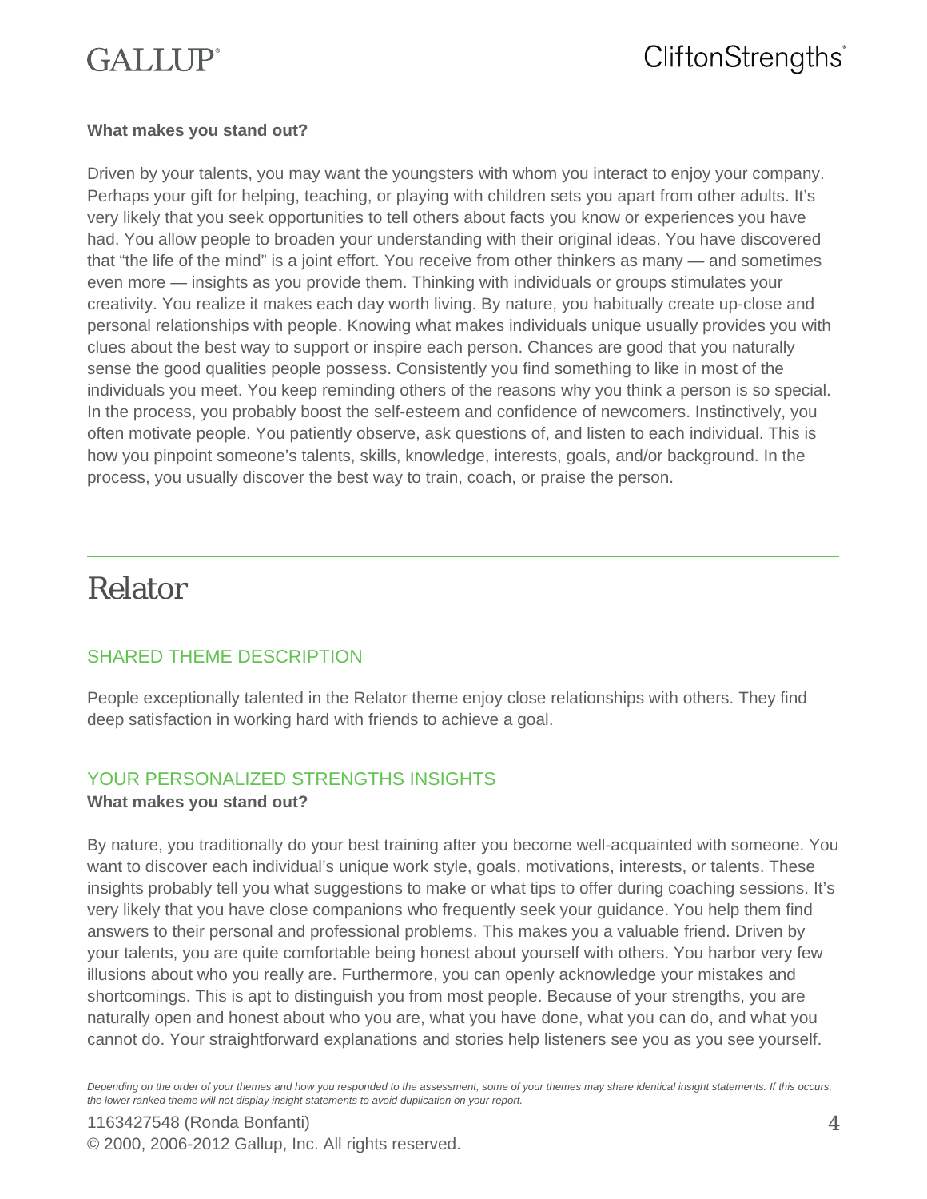**What makes you stand out?**

Driven by your talents, you may want the youngsters with whom you interact to enjoy your company. Perhaps your gift for helping, teaching, or playing with children sets you apart from other adults. It's very likely that you seek opportunities to tell others about facts you know or experiences you have had. You allow people to broaden your understanding with their original ideas. You have discovered that "the life of the mind" is a joint effort. You receive from other thinkers as many — and sometimes even more — insights as you provide them. Thinking with individuals or groups stimulates your creativity. You realize it makes each day worth living. By nature, you habitually create up-close and personal relationships with people. Knowing what makes individuals unique usually provides you with clues about the best way to support or inspire each person. Chances are good that you naturally sense the good qualities people possess. Consistently you find something to like in most of the individuals you meet. You keep reminding others of the reasons why you think a person is so special. In the process, you probably boost the self-esteem and confidence of newcomers. Instinctively, you often motivate people. You patiently observe, ask questions of, and listen to each individual. This is how you pinpoint someone's talents, skills, knowledge, interests, goals, and/or background. In the process, you usually discover the best way to train, coach, or praise the person.

---

# Relator

## SHARED THEME DESCRIPTION

People exceptionally talented in the Relator theme enjoy close relationships with others. They find deep satisfaction in working hard with friends to achieve a goal.

## YOUR PERSONALIZED STRENGTHS INSIGHTS

**What makes you stand out?**

By nature, you traditionally do your best training after you become well-acquainted with someone. You want to discover each individual's unique work style, goals, motivations, interests, or talents. These insights probably tell you what suggestions to make or what tips to offer during coaching sessions. It's very likely that you have close companions who frequently seek your guidance. You help them find answers to their personal and professional problems. This makes you a valuable friend. Driven by your talents, you are quite comfortable being honest about yourself with others. You harbor very few illusions about who you really are. Furthermore, you can openly acknowledge your mistakes and shortcomings. This is apt to distinguish you from most people. Because of your strengths, you are naturally open and honest about who you are, what you have done, what you can do, and what you cannot do. Your straightforward explanations and stories help listeners see you as you see yourself.

*Depending on the order of your themes and how you responded to the assessment, some of your themes may share identical insight statements. If this occurs, the lower ranked theme will not display insight statements to avoid duplication on your report.*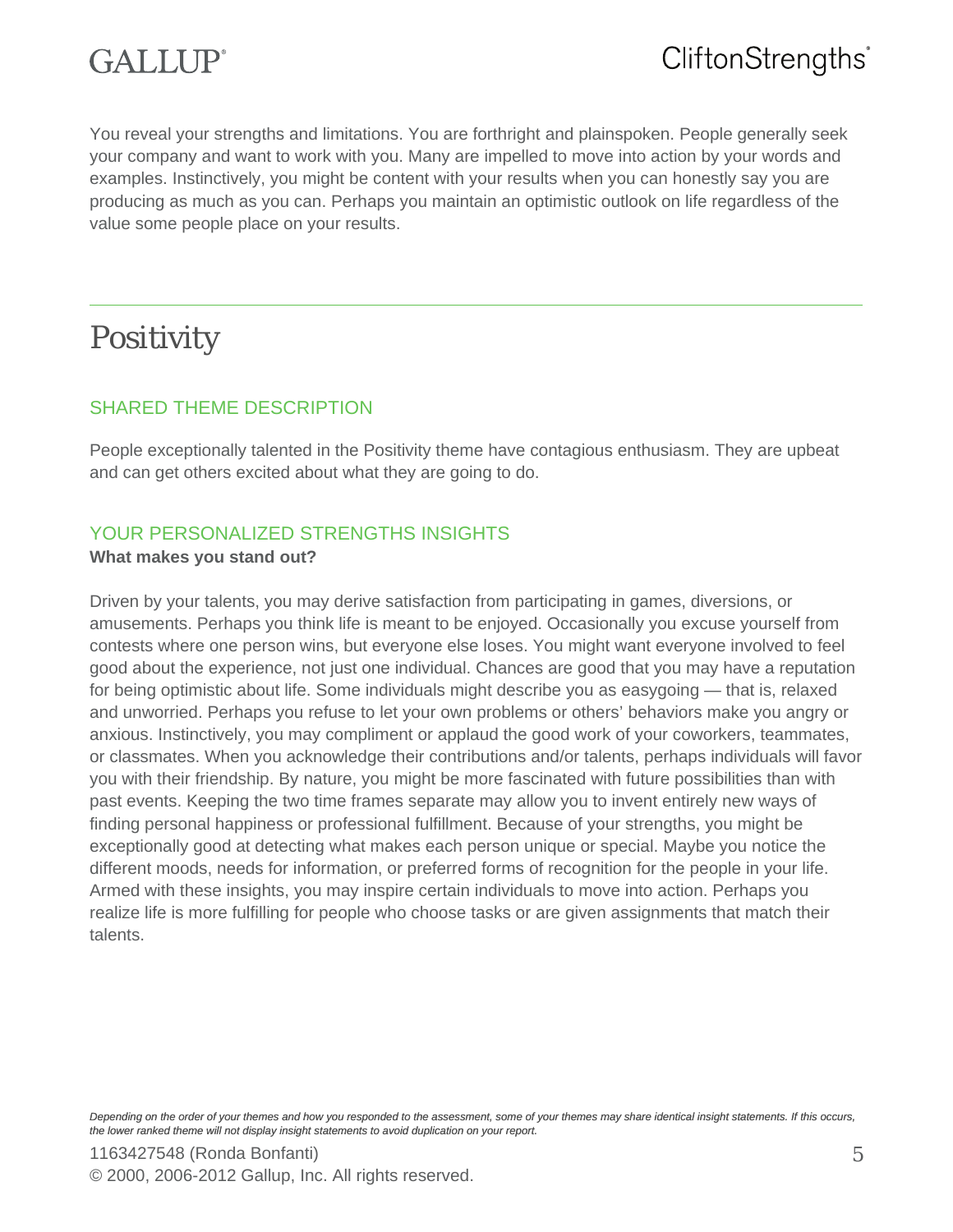You reveal your strengths and limitations. You are forthright and plainspoken. People generally seek your company and want to work with you. Many are impelled to move into action by your words and examples. Instinctively, you might be content with your results when you can honestly say you are producing as much as you can. Perhaps you maintain an optimistic outlook on life regardless of the value some people place on your results.

---

# Positivity

## SHARED THEME DESCRIPTION

People exceptionally talented in the Positivity theme have contagious enthusiasm. They are upbeat and can get others excited about what they are going to do.

## YOUR PERSONALIZED STRENGTHS INSIGHTS

**What makes you stand out?**

Driven by your talents, you may derive satisfaction from participating in games, diversions, or amusements. Perhaps you think life is meant to be enjoyed. Occasionally you excuse yourself from contests where one person wins, but everyone else loses. You might want everyone involved to feel good about the experience, not just one individual. Chances are good that you may have a reputation for being optimistic about life. Some individuals might describe you as easygoing — that is, relaxed and unworried. Perhaps you refuse to let your own problems or others' behaviors make you angry or anxious. Instinctively, you may compliment or applaud the good work of your coworkers, teammates, or classmates. When you acknowledge their contributions and/or talents, perhaps individuals will favor you with their friendship. By nature, you might be more fascinated with future possibilities than with past events. Keeping the two time frames separate may allow you to invent entirely new ways of finding personal happiness or professional fulfillment. Because of your strengths, you might be exceptionally good at detecting what makes each person unique or special. Maybe you notice the different moods, needs for information, or preferred forms of recognition for the people in your life. Armed with these insights, you may inspire certain individuals to move into action. Perhaps you realize life is more fulfilling for people who choose tasks or are given assignments that match their talents.

*Depending on the order of your themes and how you responded to the assessment, some of your themes may share identical insight statements. If this occurs, the lower ranked theme will not display insight statements to avoid duplication on your report.*

1163427548 (Ronda Bonfanti)
© 2000, 2006-2012 Gallup, Inc. All rights reserved.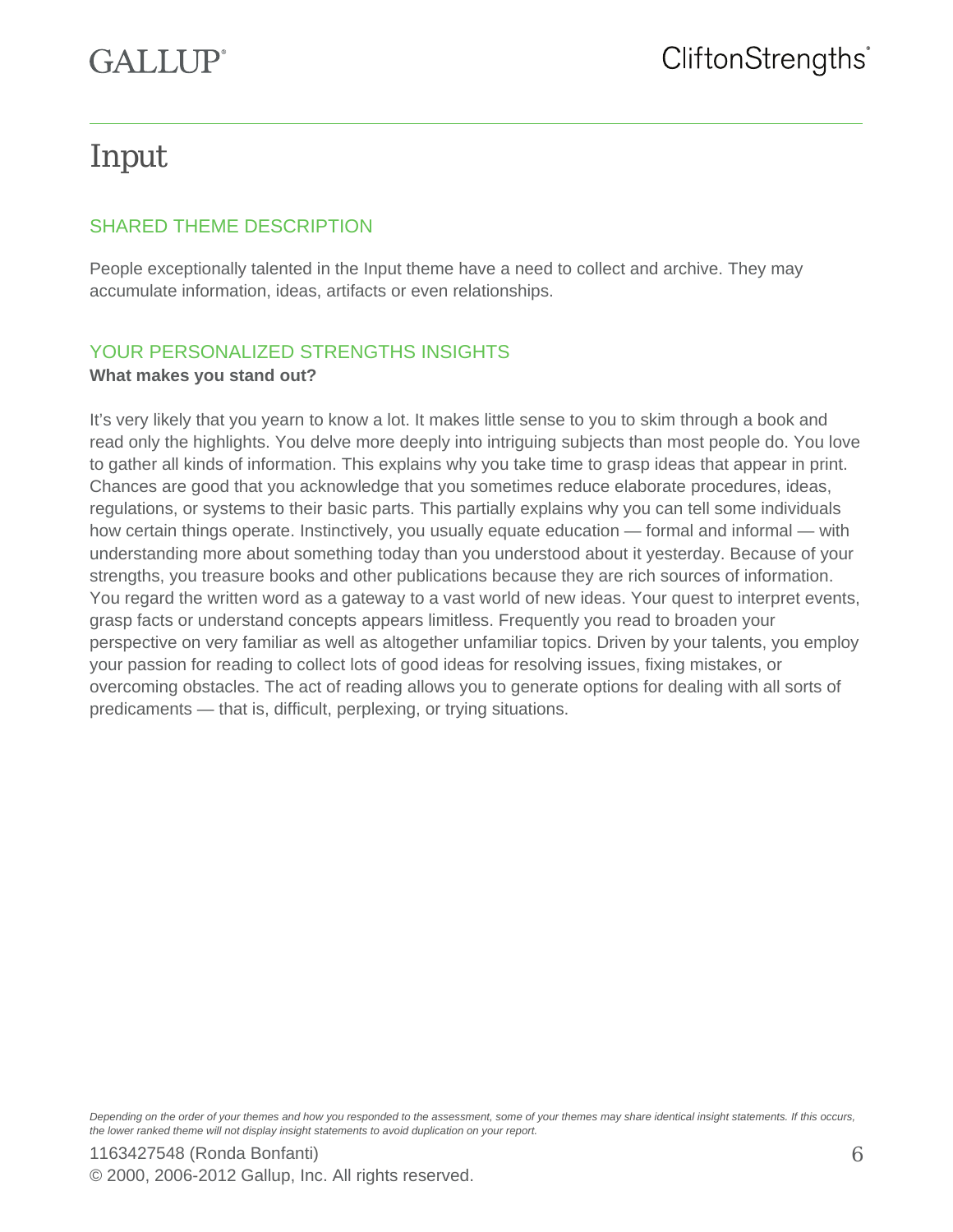# Input

## SHARED THEME DESCRIPTION

People exceptionally talented in the Input theme have a need to collect and archive. They may accumulate information, ideas, artifacts or even relationships.

## YOUR PERSONALIZED STRENGTHS INSIGHTS

**What makes you stand out?**

It’s very likely that you yearn to know a lot. It makes little sense to you to skim through a book and read only the highlights. You delve more deeply into intriguing subjects than most people do. You love to gather all kinds of information. This explains why you take time to grasp ideas that appear in print. Chances are good that you acknowledge that you sometimes reduce elaborate procedures, ideas, regulations, or systems to their basic parts. This partially explains why you can tell some individuals how certain things operate. Instinctively, you usually equate education — formal and informal — with understanding more about something today than you understood about it yesterday. Because of your strengths, you treasure books and other publications because they are rich sources of information. You regard the written word as a gateway to a vast world of new ideas. Your quest to interpret events, grasp facts or understand concepts appears limitless. Frequently you read to broaden your perspective on very familiar as well as altogether unfamiliar topics. Driven by your talents, you employ your passion for reading to collect lots of good ideas for resolving issues, fixing mistakes, or overcoming obstacles. The act of reading allows you to generate options for dealing with all sorts of predicaments — that is, difficult, perplexing, or trying situations.

*Depending on the order of your themes and how you responded to the assessment, some of your themes may share identical insight statements. If this occurs, the lower ranked theme will not display insight statements to avoid duplication on your report.*